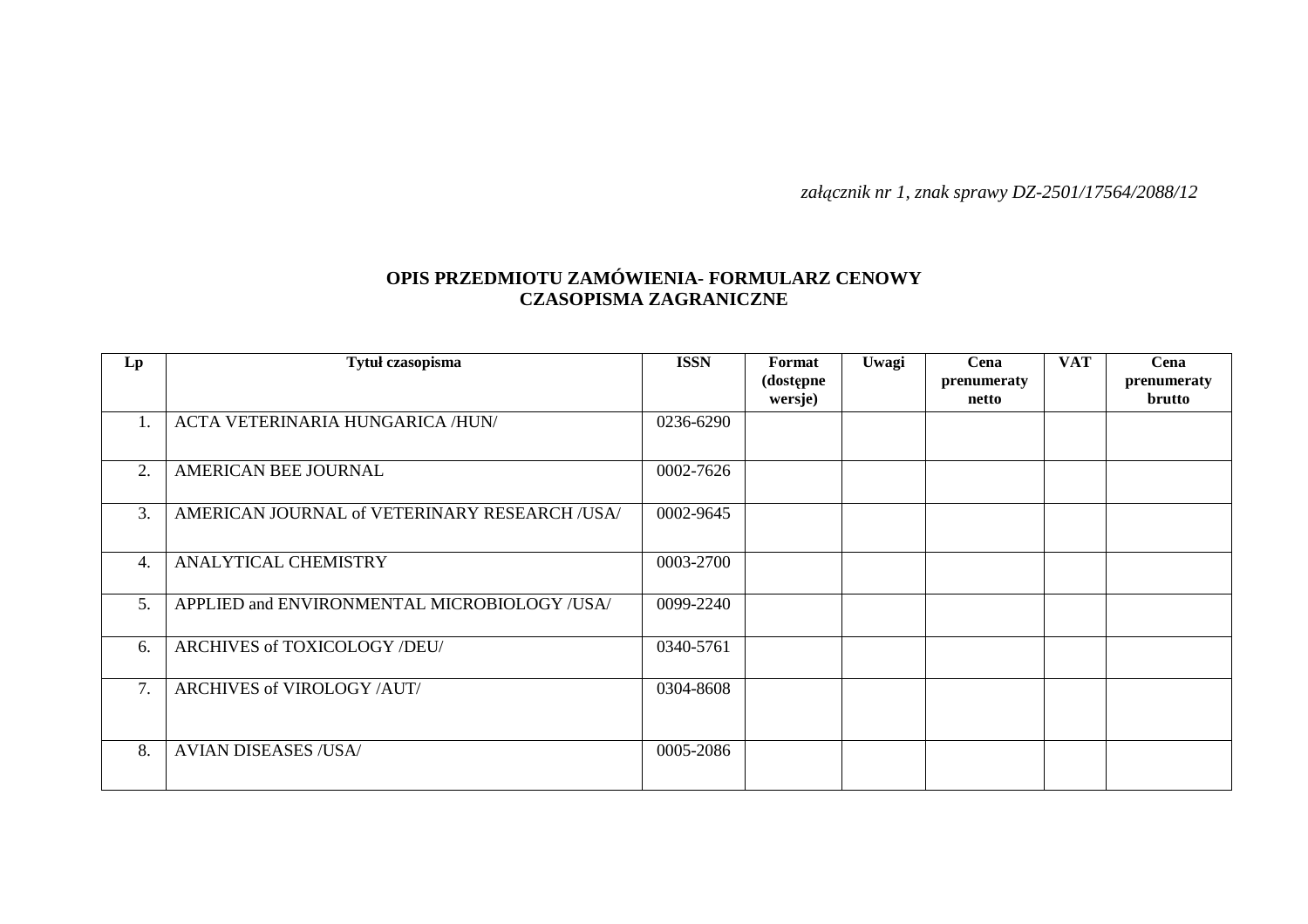*załącznik nr 1, znak sprawy DZ-2501/17564/2088/12*

**OPIS PRZEDMIOTU ZAMÓWIENIA- FORMULARZ CENOWY**
**CZASOPISMA ZAGRANICZNE**

| Lp | Tytuł czasopisma | ISSN | Format (dostępne wersje) | Uwagi | Cena prenumeraty netto | VAT | Cena prenumeraty brutto |
|---|---|---|---|---|---|---|---|
| 1. | ACTA VETERINARIA HUNGARICA /HUN/ | 0236-6290 | | | | | |
| 2. | AMERICAN BEE JOURNAL | 0002-7626 | | | | | |
| 3. | AMERICAN JOURNAL of VETERINARY RESEARCH /USA/ | 0002-9645 | | | | | |
| 4. | ANALYTICAL CHEMISTRY | 0003-2700 | | | | | |
| 5. | APPLIED and ENVIRONMENTAL MICROBIOLOGY /USA/ | 0099-2240 | | | | | |
| 6. | ARCHIVES of TOXICOLOGY /DEU/ | 0340-5761 | | | | | |
| 7. | ARCHIVES of VIROLOGY /AUT/ | 0304-8608 | | | | | |
| 8. | AVIAN DISEASES /USA/ | 0005-2086 | | | | | |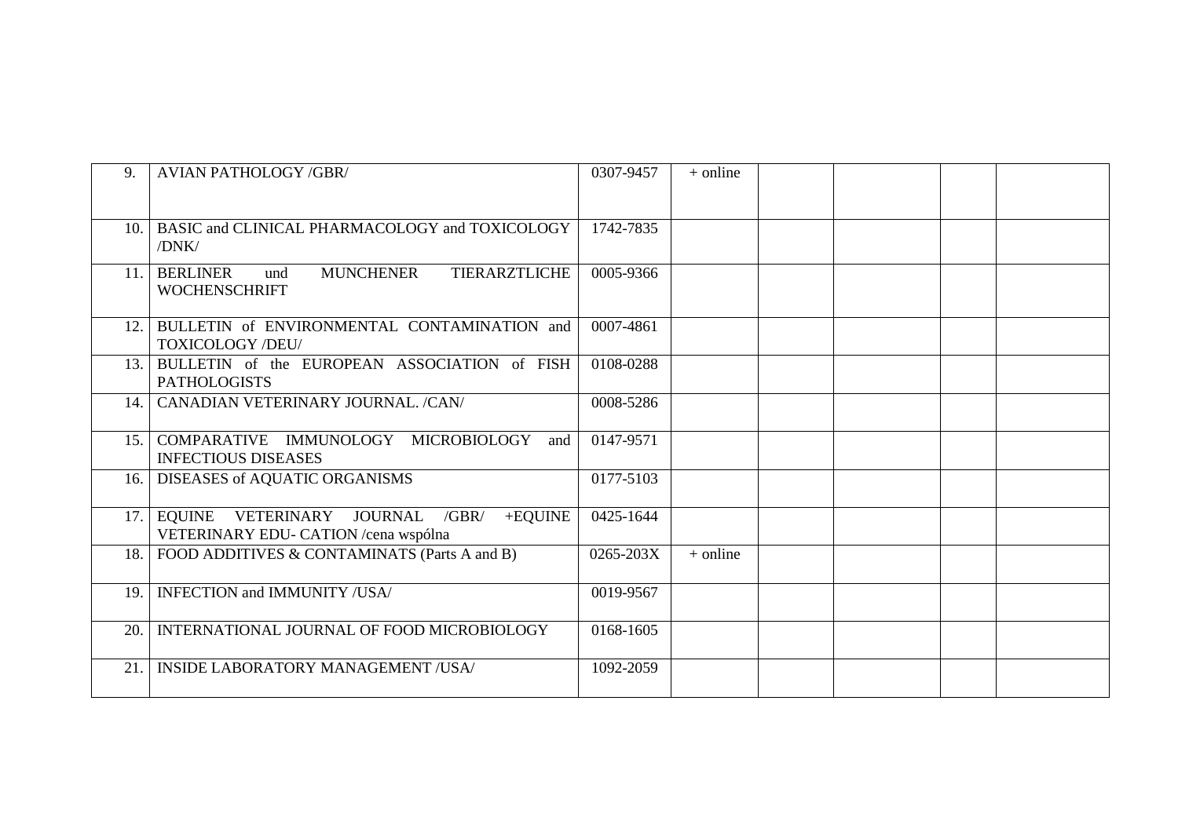| | | | | | | | |
|---|---|---|---|---|---|---|---|
| 9. | AVIAN PATHOLOGY /GBR/ | 0307-9457 | + online | | | | |
| 10. | BASIC and CLINICAL PHARMACOLOGY and TOXICOLOGY /DNK/ | 1742-7835 | | | | | |
| 11. | BERLINER und MUNCHENER TIERARZTLICHE WOCHENSCHRIFT | 0005-9366 | | | | | |
| 12. | BULLETIN of ENVIRONMENTAL CONTAMINATION and TOXICOLOGY /DEU/ | 0007-4861 | | | | | |
| 13. | BULLETIN of the EUROPEAN ASSOCIATION of FISH PATHOLOGISTS | 0108-0288 | | | | | |
| 14. | CANADIAN VETERINARY JOURNAL. /CAN/ | 0008-5286 | | | | | |
| 15. | COMPARATIVE IMMUNOLOGY MICROBIOLOGY and INFECTIOUS DISEASES | 0147-9571 | | | | | |
| 16. | DISEASES of AQUATIC ORGANISMS | 0177-5103 | | | | | |
| 17. | EQUINE VETERINARY JOURNAL /GBR/ +EQUINE VETERINARY EDU- CATION /cena wspólna | 0425-1644 | | | | | |
| 18. | FOOD ADDITIVES & CONTAMINATS (Parts A and B) | 0265-203X | + online | | | | |
| 19. | INFECTION and IMMUNITY /USA/ | 0019-9567 | | | | | |
| 20. | INTERNATIONAL JOURNAL OF FOOD MICROBIOLOGY | 0168-1605 | | | | | |
| 21. | INSIDE LABORATORY MANAGEMENT /USA/ | 1092-2059 | | | | | |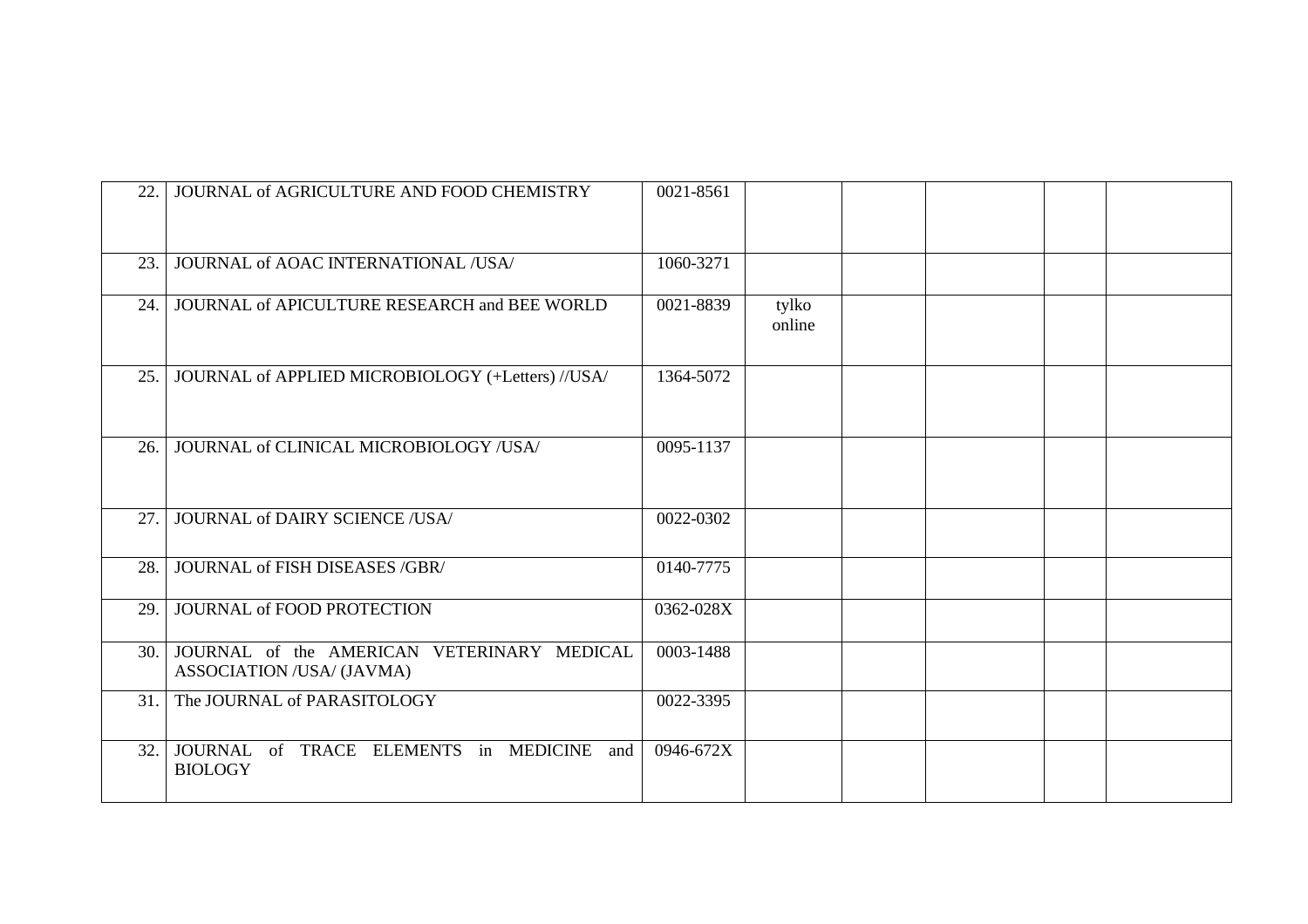| | | | | | | | |
|---|---|---|---|---|---|---|---|
| 22. | JOURNAL of AGRICULTURE AND FOOD CHEMISTRY | 0021-8561 | | | | | |
| 23. | JOURNAL of AOAC INTERNATIONAL /USA/ | 1060-3271 | | | | | |
| 24. | JOURNAL of APICULTURE RESEARCH and BEE WORLD | 0021-8839 | tylko online | | | | |
| 25. | JOURNAL of APPLIED MICROBIOLOGY (+Letters) //USA/ | 1364-5072 | | | | | |
| 26. | JOURNAL of CLINICAL MICROBIOLOGY /USA/ | 0095-1137 | | | | | |
| 27. | JOURNAL of DAIRY SCIENCE /USA/ | 0022-0302 | | | | | |
| 28. | JOURNAL of FISH DISEASES /GBR/ | 0140-7775 | | | | | |
| 29. | JOURNAL of FOOD PROTECTION | 0362-028X | | | | | |
| 30. | JOURNAL of the AMERICAN VETERINARY MEDICAL ASSOCIATION /USA/ (JAVMA) | 0003-1488 | | | | | |
| 31. | The JOURNAL of PARASITOLOGY | 0022-3395 | | | | | |
| 32. | JOURNAL of TRACE ELEMENTS in MEDICINE and BIOLOGY | 0946-672X | | | | | |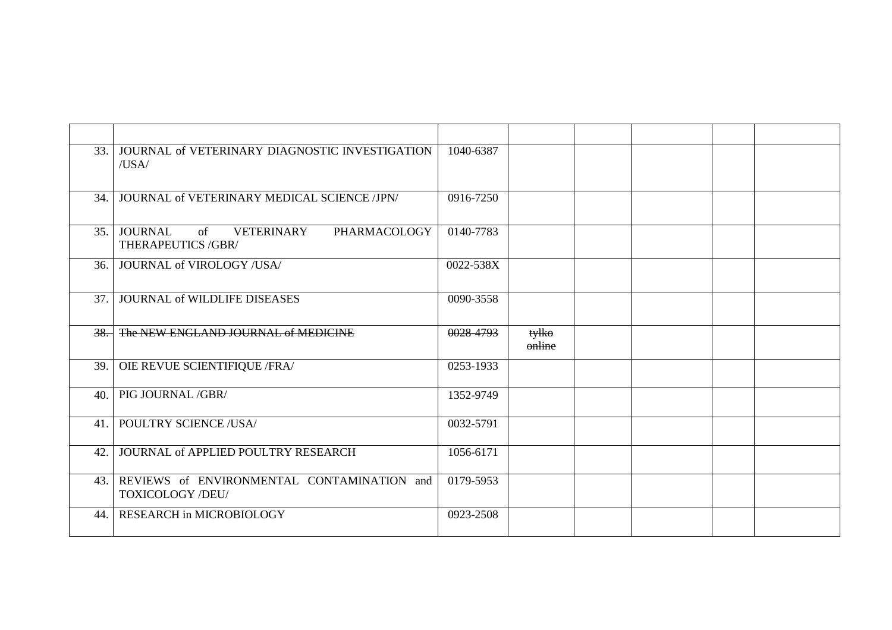| | | | | | | | |
|---|---|---|---|---|---|---|---|
| 33. | JOURNAL of VETERINARY DIAGNOSTIC INVESTIGATION /USA/ | 1040-6387 | | | | | |
| 34. | JOURNAL of VETERINARY MEDICAL SCIENCE /JPN/ | 0916-7250 | | | | | |
| 35. | JOURNAL of VETERINARY PHARMACOLOGY THERAPEUTICS /GBR/ | 0140-7783 | | | | | |
| 36. | JOURNAL of VIROLOGY /USA/ | 0022-538X | | | | | |
| 37. | JOURNAL of WILDLIFE DISEASES | 0090-3558 | | | | | |
| ~~38.~~ | ~~The NEW ENGLAND JOURNAL of MEDICINE~~ | ~~0028-4793~~ | ~~tylko online~~ | | | | |
| 39. | OIE REVUE SCIENTIFIQUE /FRA/ | 0253-1933 | | | | | |
| 40. | PIG JOURNAL /GBR/ | 1352-9749 | | | | | |
| 41. | POULTRY SCIENCE /USA/ | 0032-5791 | | | | | |
| 42. | JOURNAL of APPLIED POULTRY RESEARCH | 1056-6171 | | | | | |
| 43. | REVIEWS of ENVIRONMENTAL CONTAMINATION and TOXICOLOGY /DEU/ | 0179-5953 | | | | | |
| 44. | RESEARCH in MICROBIOLOGY | 0923-2508 | | | | | |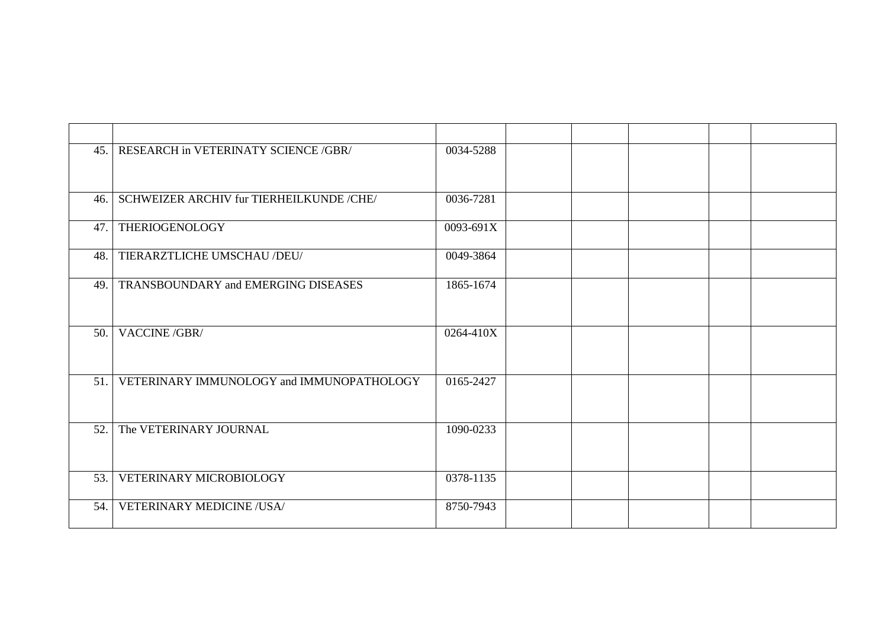| | | | | | | | |
|---|---|---|---|---|---|---|---|
| 45. | RESEARCH in VETERINATY SCIENCE /GBR/ | 0034-5288 | | | | | |
| 46. | SCHWEIZER ARCHIV fur TIERHEILKUNDE /CHE/ | 0036-7281 | | | | | |
| 47. | THERIOGENOLOGY | 0093-691X | | | | | |
| 48. | TIERARZTLICHE UMSCHAU /DEU/ | 0049-3864 | | | | | |
| 49. | TRANSBOUNDARY and EMERGING DISEASES | 1865-1674 | | | | | |
| 50. | VACCINE /GBR/ | 0264-410X | | | | | |
| 51. | VETERINARY IMMUNOLOGY and IMMUNOPATHOLOGY | 0165-2427 | | | | | |
| 52. | The VETERINARY JOURNAL | 1090-0233 | | | | | |
| 53. | VETERINARY MICROBIOLOGY | 0378-1135 | | | | | |
| 54. | VETERINARY MEDICINE /USA/ | 8750-7943 | | | | | |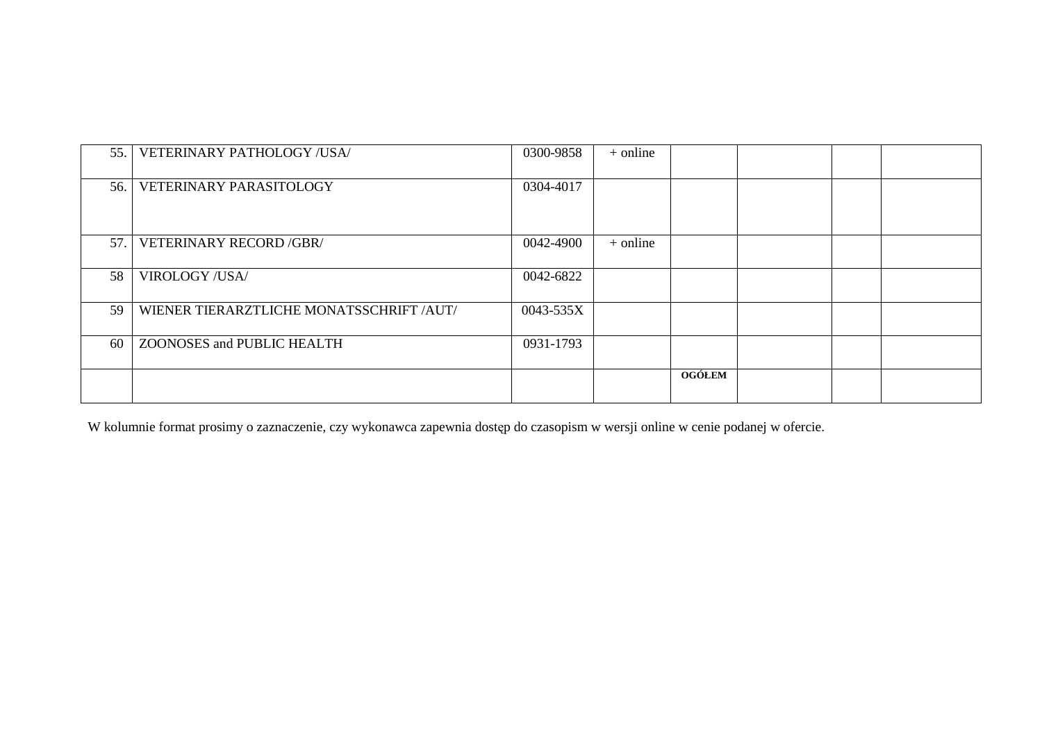| | | | | | | | |
|---|---|---|---|---|---|---|---|
| 55. | VETERINARY PATHOLOGY /USA/ | 0300-9858 | + online | | | | |
| 56. | VETERINARY PARASITOLOGY | 0304-4017 | | | | | |
| 57. | VETERINARY RECORD /GBR/ | 0042-4900 | + online | | | | |
| 58 | VIROLOGY /USA/ | 0042-6822 | | | | | |
| 59 | WIENER TIERARZTLICHE MONATSSCHRIFT /AUT/ | 0043-535X | | | | | |
| 60 | ZOONOSES and PUBLIC HEALTH | 0931-1793 | | | | | |
| | | | | **OGÓŁEM** | | | |

W kolumnie format prosimy o zaznaczenie, czy wykonawca zapewnia dostęp do czasopism w wersji online w cenie podanej w ofercie.